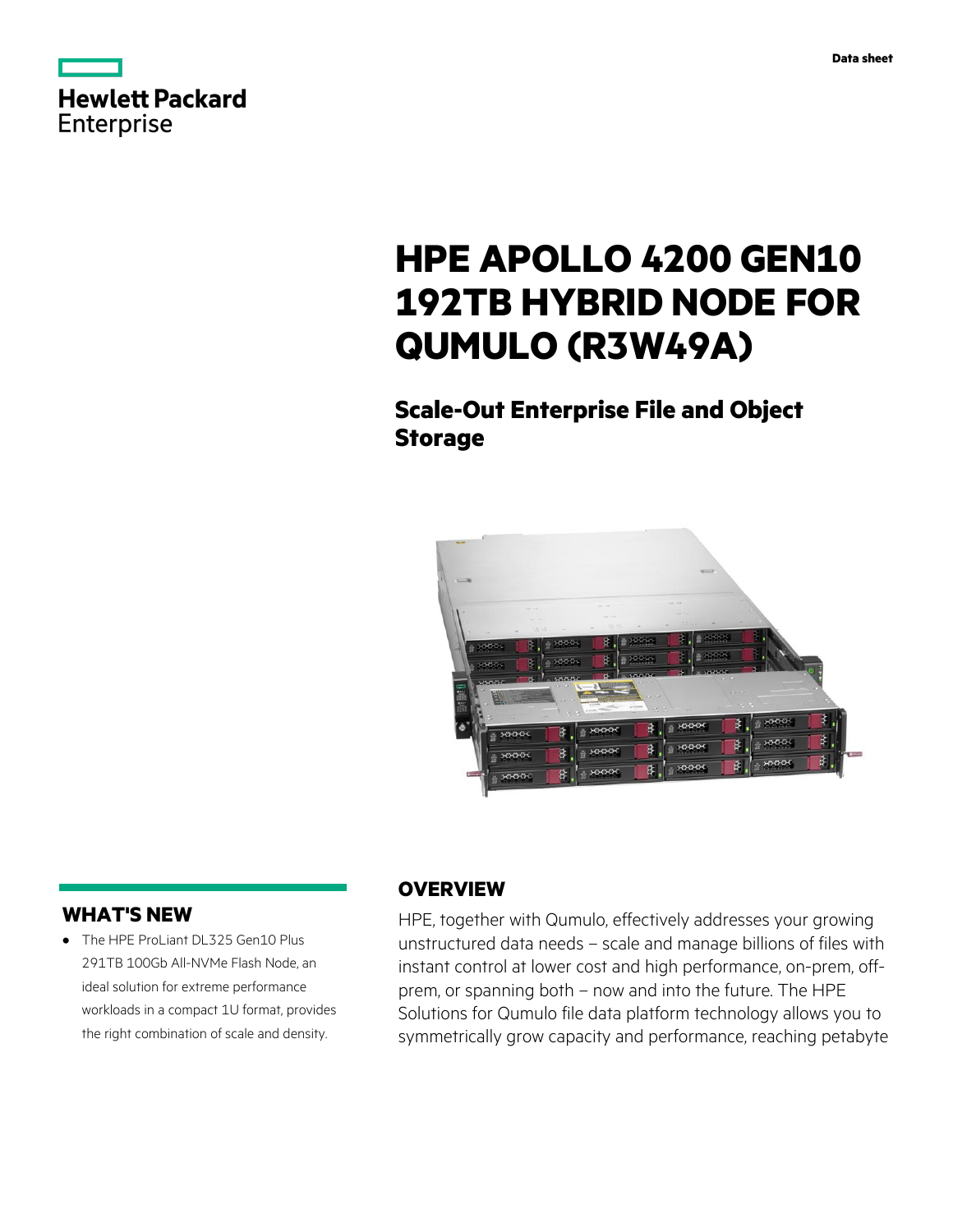Data sheet

# HPE APOLLO 4200 GEN10 192TB HYBRID NODE FOR QUMULO (R3W49A)

## Scale-Out Enterprise File and Object Storage

## WHAT'S NEW

- The HPE ProLiant DL325 Gen10 Plus 291TB 100Gb All-NVMe Flash Node, an ideal solution for extreme performance workloads in a compact 1U format, provides the right combination of scale and density.

## OVERVIEW

HPE, together with Qumulo, effectively addresses your growing unstructured data needs – scale and manage billions of files with instant control at lower cost and high performance, on-prem, off-prem, or spanning both – now and into the future. The HPE Solutions for Qumulo file data platform technology allows you to symmetrically grow capacity and performance, reaching petabyte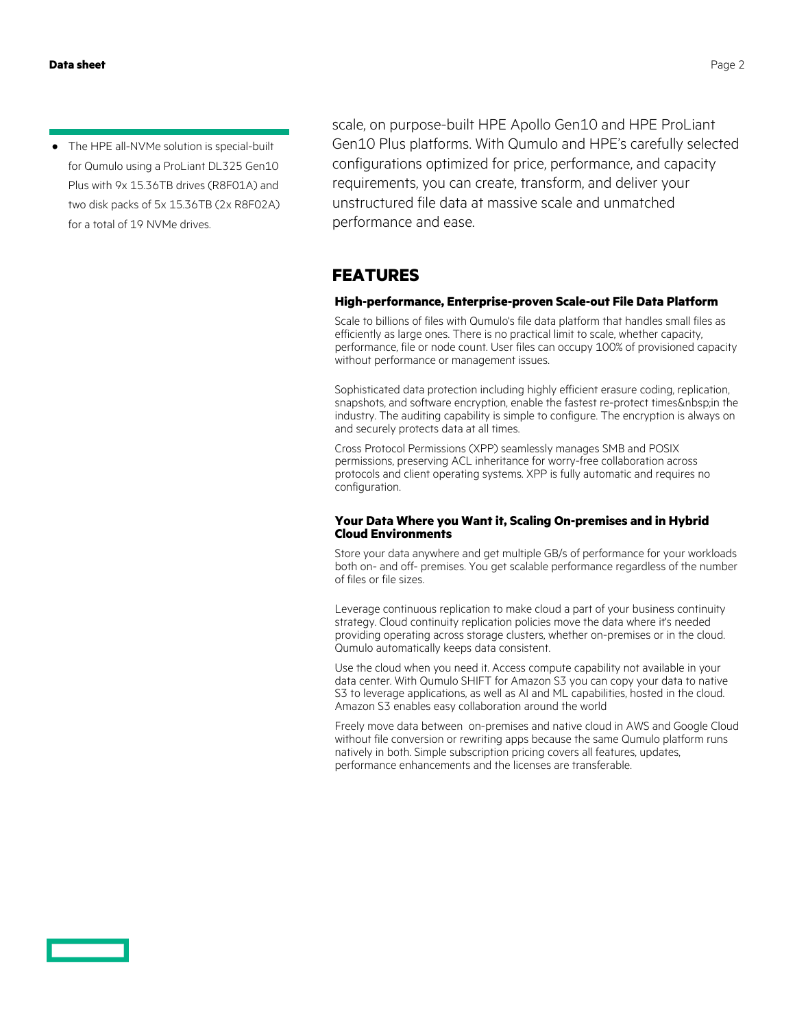- The HPE all-NVMe solution is special-built for Qumulo using a ProLiant DL325 Gen10 Plus with 9x 15.36TB drives (R8F01A) and two disk packs of 5x 15.36TB (2x R8F02A) for a total of 19 NVMe drives.

scale, on purpose-built HPE Apollo Gen10 and HPE ProLiant Gen10 Plus platforms. With Qumulo and HPE's carefully selected configurations optimized for price, performance, and capacity requirements, you can create, transform, and deliver your unstructured file data at massive scale and unmatched performance and ease.

## FEATURES

### High-performance, Enterprise-proven Scale-out File Data Platform

Scale to billions of files with Qumulo's file data platform that handles small files as efficiently as large ones. There is no practical limit to scale, whether capacity, performance, file or node count. User files can occupy 100% of provisioned capacity without performance or management issues.

Sophisticated data protection including highly efficient erasure coding, replication, snapshots, and software encryption, enable the fastest re-protect times&nbsp;in the industry. The auditing capability is simple to configure. The encryption is always on and securely protects data at all times.

Cross Protocol Permissions (XPP) seamlessly manages SMB and POSIX permissions, preserving ACL inheritance for worry-free collaboration across protocols and client operating systems. XPP is fully automatic and requires no configuration.

### Your Data Where you Want it, Scaling On-premises and in Hybrid Cloud Environments

Store your data anywhere and get multiple GB/s of performance for your workloads both on- and off- premises. You get scalable performance regardless of the number of files or file sizes.

Leverage continuous replication to make cloud a part of your business continuity strategy. Cloud continuity replication policies move the data where it's needed providing operating across storage clusters, whether on-premises or in the cloud. Qumulo automatically keeps data consistent.

Use the cloud when you need it. Access compute capability not available in your data center. With Qumulo SHIFT for Amazon S3 you can copy your data to native S3 to leverage applications, as well as AI and ML capabilities, hosted in the cloud. Amazon S3 enables easy collaboration around the world

Freely move data between on-premises and native cloud in AWS and Google Cloud without file conversion or rewriting apps because the same Qumulo platform runs natively in both. Simple subscription pricing covers all features, updates, performance enhancements and the licenses are transferable.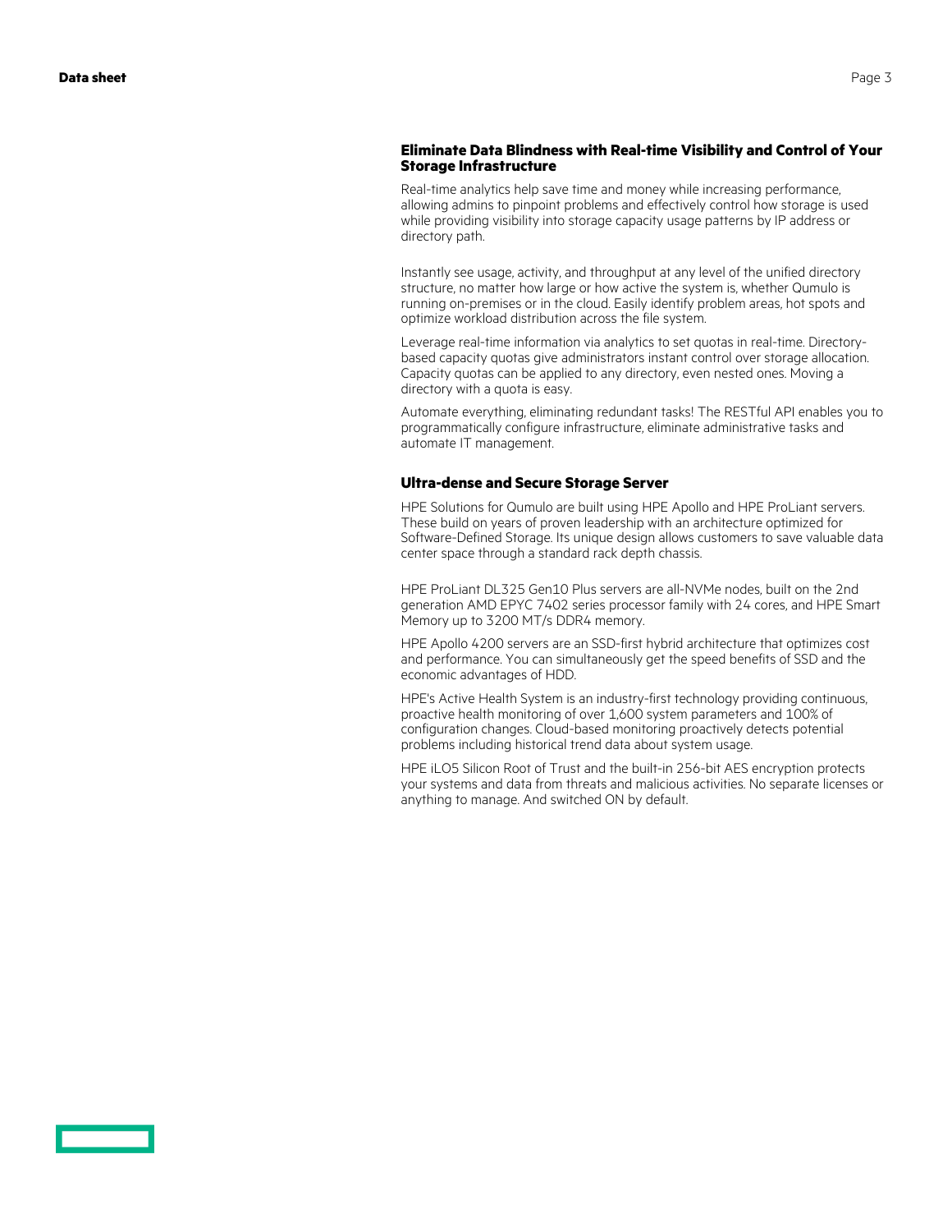### Eliminate Data Blindness with Real-time Visibility and Control of Your Storage Infrastructure

Real-time analytics help save time and money while increasing performance, allowing admins to pinpoint problems and effectively control how storage is used while providing visibility into storage capacity usage patterns by IP address or directory path.

Instantly see usage, activity, and throughput at any level of the unified directory structure, no matter how large or how active the system is, whether Qumulo is running on-premises or in the cloud. Easily identify problem areas, hot spots and optimize workload distribution across the file system.

Leverage real-time information via analytics to set quotas in real-time. Directory-based capacity quotas give administrators instant control over storage allocation. Capacity quotas can be applied to any directory, even nested ones. Moving a directory with a quota is easy.

Automate everything, eliminating redundant tasks! The RESTful API enables you to programmatically configure infrastructure, eliminate administrative tasks and automate IT management.

### Ultra-dense and Secure Storage Server

HPE Solutions for Qumulo are built using HPE Apollo and HPE ProLiant servers. These build on years of proven leadership with an architecture optimized for Software-Defined Storage. Its unique design allows customers to save valuable data center space through a standard rack depth chassis.

HPE ProLiant DL325 Gen10 Plus servers are all-NVMe nodes, built on the 2nd generation AMD EPYC 7402 series processor family with 24 cores, and HPE Smart Memory up to 3200 MT/s DDR4 memory.

HPE Apollo 4200 servers are an SSD-first hybrid architecture that optimizes cost and performance. You can simultaneously get the speed benefits of SSD and the economic advantages of HDD.

HPE's Active Health System is an industry-first technology providing continuous, proactive health monitoring of over 1,600 system parameters and 100% of configuration changes. Cloud-based monitoring proactively detects potential problems including historical trend data about system usage.

HPE iLO5 Silicon Root of Trust and the built-in 256-bit AES encryption protects your systems and data from threats and malicious activities. No separate licenses or anything to manage. And switched ON by default.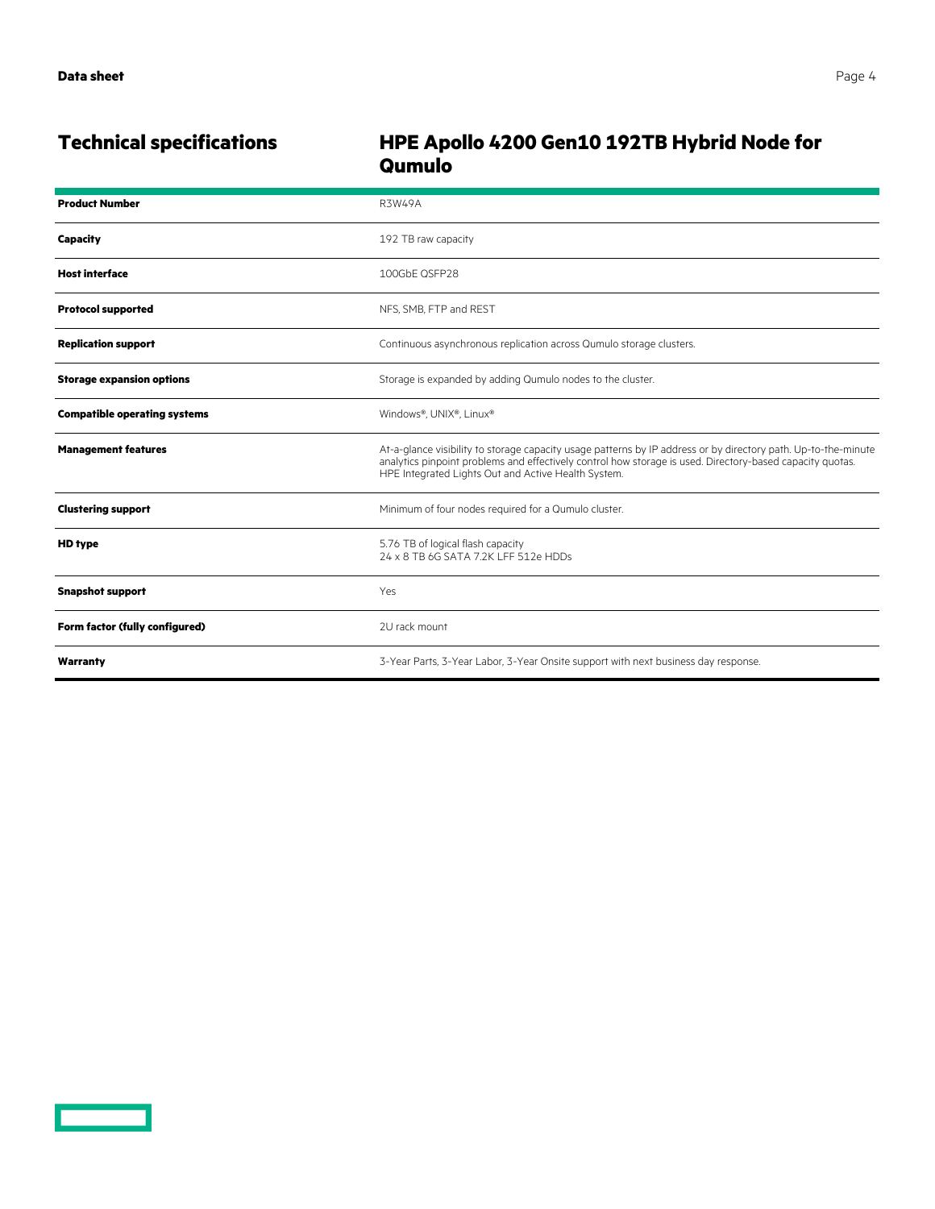## Technical specifications

## HPE Apollo 4200 Gen10 192TB Hybrid Node for Qumulo

| | |
|---|---|
| **Product Number** | R3W49A |
| **Capacity** | 192 TB raw capacity |
| **Host interface** | 100GbE QSFP28 |
| **Protocol supported** | NFS, SMB, FTP and REST |
| **Replication support** | Continuous asynchronous replication across Qumulo storage clusters. |
| **Storage expansion options** | Storage is expanded by adding Qumulo nodes to the cluster. |
| **Compatible operating systems** | Windows®, UNIX®, Linux® |
| **Management features** | At-a-glance visibility to storage capacity usage patterns by IP address or by directory path. Up-to-the-minute analytics pinpoint problems and effectively control how storage is used. Directory-based capacity quotas. HPE Integrated Lights Out and Active Health System. |
| **Clustering support** | Minimum of four nodes required for a Qumulo cluster. |
| **HD type** | 5.76 TB of logical flash capacity<br>24 x 8 TB 6G SATA 7.2K LFF 512e HDDs |
| **Snapshot support** | Yes |
| **Form factor (fully configured)** | 2U rack mount |
| **Warranty** | 3-Year Parts, 3-Year Labor, 3-Year Onsite support with next business day response. |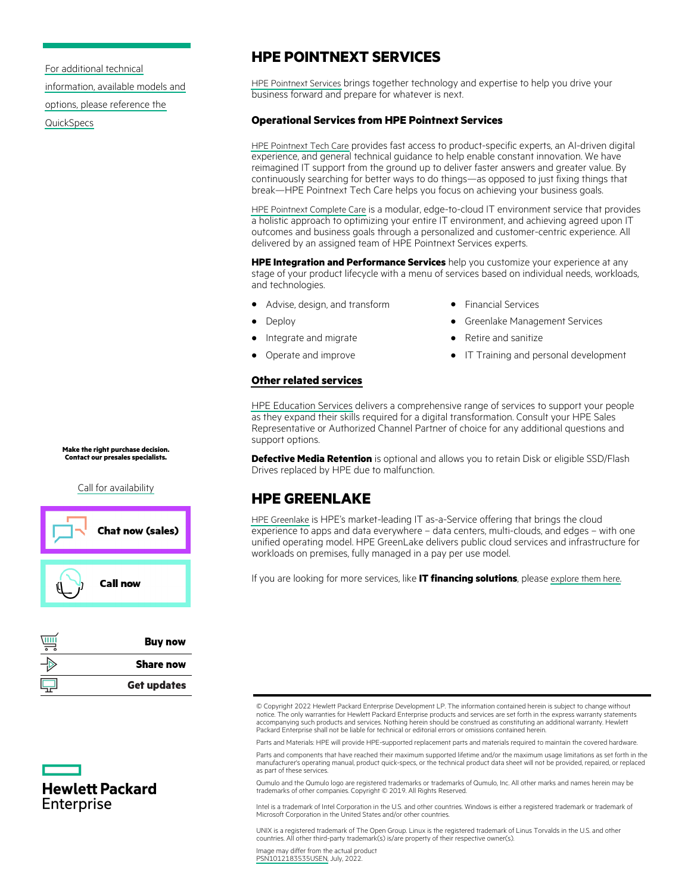For additional technical information, available models and options, please reference the QuickSpecs

# HPE POINTNEXT SERVICES

HPE Pointnext Services brings together technology and expertise to help you drive your business forward and prepare for whatever is next.

### Operational Services from HPE Pointnext Services

HPE Pointnext Tech Care provides fast access to product-specific experts, an AI-driven digital experience, and general technical guidance to help enable constant innovation. We have reimagined IT support from the ground up to deliver faster answers and greater value. By continuously searching for better ways to do things—as opposed to just fixing things that break—HPE Pointnext Tech Care helps you focus on achieving your business goals.

HPE Pointnext Complete Care is a modular, edge-to-cloud IT environment service that provides a holistic approach to optimizing your entire IT environment, and achieving agreed upon IT outcomes and business goals through a personalized and customer-centric experience. All delivered by an assigned team of HPE Pointnext Services experts.

**HPE Integration and Performance Services** help you customize your experience at any stage of your product lifecycle with a menu of services based on individual needs, workloads, and technologies.

- Advise, design, and transform
- Deploy
- Integrate and migrate
- Operate and improve
- Financial Services
- Greenlake Management Services
- Retire and sanitize
- IT Training and personal development

### Other related services

HPE Education Services delivers a comprehensive range of services to support your people as they expand their skills required for a digital transformation. Consult your HPE Sales Representative or Authorized Channel Partner of choice for any additional questions and support options.

**Defective Media Retention** is optional and allows you to retain Disk or eligible SSD/Flash Drives replaced by HPE due to malfunction.

# HPE GREENLAKE

HPE Greenlake is HPE's market-leading IT as-a-Service offering that brings the cloud experience to apps and data everywhere – data centers, multi-clouds, and edges – with one unified operating model. HPE GreenLake delivers public cloud services and infrastructure for workloads on premises, fully managed in a pay per use model.

If you are looking for more services, like **IT financing solutions**, please explore them here.

**Make the right purchase decision. Contact our presales specialists.**

Call for availability

**Chat now (sales)**

**Call now**

**Buy now**

**Share now**

**Get updates**

Hewlett Packard Enterprise

© Copyright 2022 Hewlett Packard Enterprise Development LP. The information contained herein is subject to change without notice. The only warranties for Hewlett Packard Enterprise products and services are set forth in the express warranty statements accompanying such products and services. Nothing herein should be construed as constituting an additional warranty. Hewlett Packard Enterprise shall not be liable for technical or editorial errors or omissions contained herein.

Parts and Materials: HPE will provide HPE-supported replacement parts and materials required to maintain the covered hardware.

Parts and components that have reached their maximum supported lifetime and/or the maximum usage limitations as set forth in the manufacturer's operating manual, product quick-specs, or the technical product data sheet will not be provided, repaired, or replaced as part of these services.

Qumulo and the Qumulo logo are registered trademarks or trademarks of Qumulo, Inc. All other marks and names herein may be trademarks of other companies. Copyright © 2019. All Rights Reserved.

Intel is a trademark of Intel Corporation in the U.S. and other countries. Windows is either a registered trademark or trademark of Microsoft Corporation in the United States and/or other countries.

UNIX is a registered trademark of The Open Group. Linux is the registered trademark of Linus Torvalds in the U.S. and other countries. All other third-party trademark(s) is/are property of their respective owner(s).

Image may differ from the actual product
PSN1012183535USEN, July, 2022.